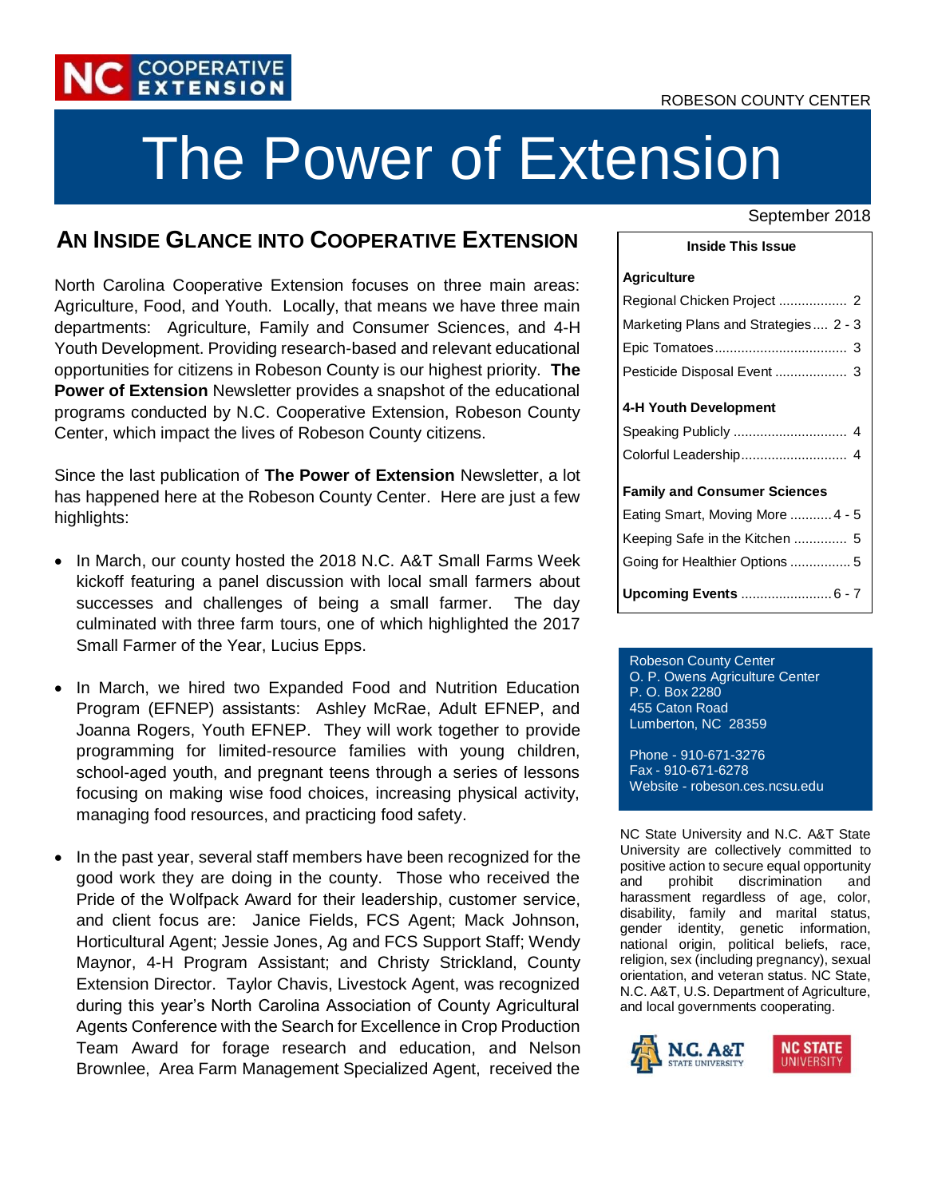NC COOPERATIVE EXTENSION

ROBESON COUNTY CENTER

# The Power of Extension

September 2018

## AN INSIDE GLANCE INTO COOPERATIVE EXTENSION

North Carolina Cooperative Extension focuses on three main areas: Agriculture, Food, and Youth. Locally, that means we have three main departments: Agriculture, Family and Consumer Sciences, and 4-H Youth Development. Providing research-based and relevant educational opportunities for citizens in Robeson County is our highest priority. **The Power of Extension** Newsletter provides a snapshot of the educational programs conducted by N.C. Cooperative Extension, Robeson County Center, which impact the lives of Robeson County citizens.

Since the last publication of **The Power of Extension** Newsletter, a lot has happened here at the Robeson County Center. Here are just a few highlights:

- In March, our county hosted the 2018 N.C. A&T Small Farms Week kickoff featuring a panel discussion with local small farmers about successes and challenges of being a small farmer. The day culminated with three farm tours, one of which highlighted the 2017 Small Farmer of the Year, Lucius Epps.

- In March, we hired two Expanded Food and Nutrition Education Program (EFNEP) assistants: Ashley McRae, Adult EFNEP, and Joanna Rogers, Youth EFNEP. They will work together to provide programming for limited-resource families with young children, school-aged youth, and pregnant teens through a series of lessons focusing on making wise food choices, increasing physical activity, managing food resources, and practicing food safety.

- In the past year, several staff members have been recognized for the good work they are doing in the county. Those who received the Pride of the Wolfpack Award for their leadership, customer service, and client focus are: Janice Fields, FCS Agent; Mack Johnson, Horticultural Agent; Jessie Jones, Ag and FCS Support Staff; Wendy Maynor, 4-H Program Assistant; and Christy Strickland, County Extension Director. Taylor Chavis, Livestock Agent, was recognized during this year's North Carolina Association of County Agricultural Agents Conference with the Search for Excellence in Crop Production Team Award for forage research and education, and Nelson Brownlee, Area Farm Management Specialized Agent, received the

**Inside This Issue**

**Agriculture**

- Regional Chicken Project .................. 2
- Marketing Plans and Strategies .... 2 - 3
- Epic Tomatoes .................................. 3
- Pesticide Disposal Event ................... 3

**4-H Youth Development**

- Speaking Publicly .............................. 4
- Colorful Leadership ............................ 4

**Family and Consumer Sciences**

- Eating Smart, Moving More ........... 4 - 5
- Keeping Safe in the Kitchen .............. 5
- Going for Healthier Options ................ 5

**Upcoming Events** ........................ 6 - 7

Robeson County Center
O. P. Owens Agriculture Center
P. O. Box 2280
455 Caton Road
Lumberton, NC 28359

Phone - 910-671-3276
Fax - 910-671-6278
Website - robeson.ces.ncsu.edu

NC State University and N.C. A&T State University are collectively committed to positive action to secure equal opportunity and prohibit discrimination and harassment regardless of age, color, disability, family and marital status, gender identity, genetic information, national origin, political beliefs, race, religion, sex (including pregnancy), sexual orientation, and veteran status. NC State, N.C. A&T, U.S. Department of Agriculture, and local governments cooperating.

N.C. A&T STATE UNIVERSITY NC STATE UNIVERSITY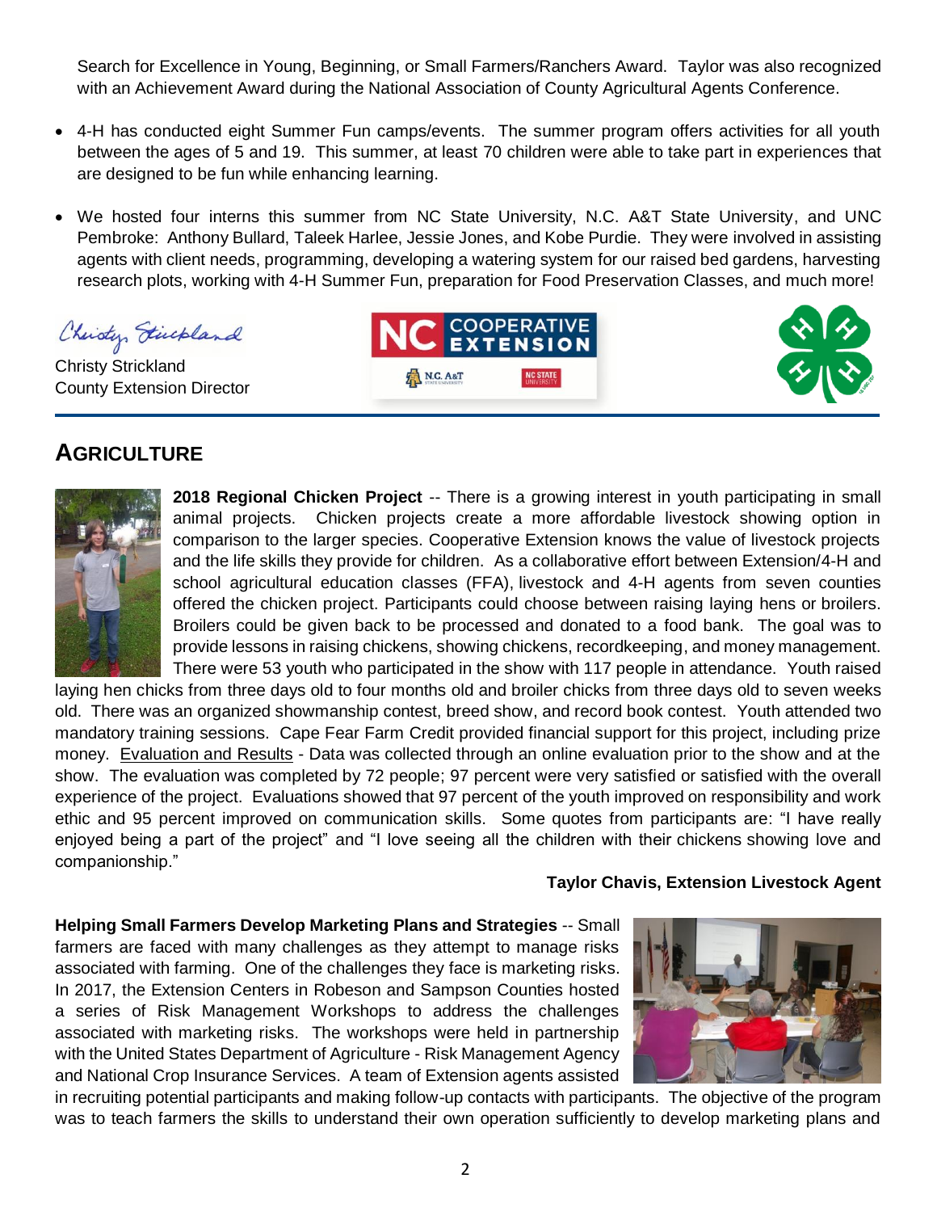Search for Excellence in Young, Beginning, or Small Farmers/Ranchers Award. Taylor was also recognized with an Achievement Award during the National Association of County Agricultural Agents Conference.

- 4-H has conducted eight Summer Fun camps/events. The summer program offers activities for all youth between the ages of 5 and 19. This summer, at least 70 children were able to take part in experiences that are designed to be fun while enhancing learning.
- We hosted four interns this summer from NC State University, N.C. A&T State University, and UNC Pembroke: Anthony Bullard, Taleek Harlee, Jessie Jones, and Kobe Purdie. They were involved in assisting agents with client needs, programming, developing a watering system for our raised bed gardens, harvesting research plots, working with 4-H Summer Fun, preparation for Food Preservation Classes, and much more!

Christy Strickland
County Extension Director

## AGRICULTURE

**2018 Regional Chicken Project** -- There is a growing interest in youth participating in small animal projects. Chicken projects create a more affordable livestock showing option in comparison to the larger species. Cooperative Extension knows the value of livestock projects and the life skills they provide for children. As a collaborative effort between Extension/4-H and school agricultural education classes (FFA), livestock and 4-H agents from seven counties offered the chicken project. Participants could choose between raising laying hens or broilers. Broilers could be given back to be processed and donated to a food bank. The goal was to provide lessons in raising chickens, showing chickens, recordkeeping, and money management. There were 53 youth who participated in the show with 117 people in attendance. Youth raised laying hen chicks from three days old to four months old and broiler chicks from three days old to seven weeks old. There was an organized showmanship contest, breed show, and record book contest. Youth attended two mandatory training sessions. Cape Fear Farm Credit provided financial support for this project, including prize money. Evaluation and Results - Data was collected through an online evaluation prior to the show and at the show. The evaluation was completed by 72 people; 97 percent were very satisfied or satisfied with the overall experience of the project. Evaluations showed that 97 percent of the youth improved on responsibility and work ethic and 95 percent improved on communication skills. Some quotes from participants are: "I have really enjoyed being a part of the project" and "I love seeing all the children with their chickens showing love and companionship."

**Taylor Chavis, Extension Livestock Agent**

**Helping Small Farmers Develop Marketing Plans and Strategies** -- Small farmers are faced with many challenges as they attempt to manage risks associated with farming. One of the challenges they face is marketing risks. In 2017, the Extension Centers in Robeson and Sampson Counties hosted a series of Risk Management Workshops to address the challenges associated with marketing risks. The workshops were held in partnership with the United States Department of Agriculture - Risk Management Agency and National Crop Insurance Services. A team of Extension agents assisted in recruiting potential participants and making follow-up contacts with participants. The objective of the program was to teach farmers the skills to understand their own operation sufficiently to develop marketing plans and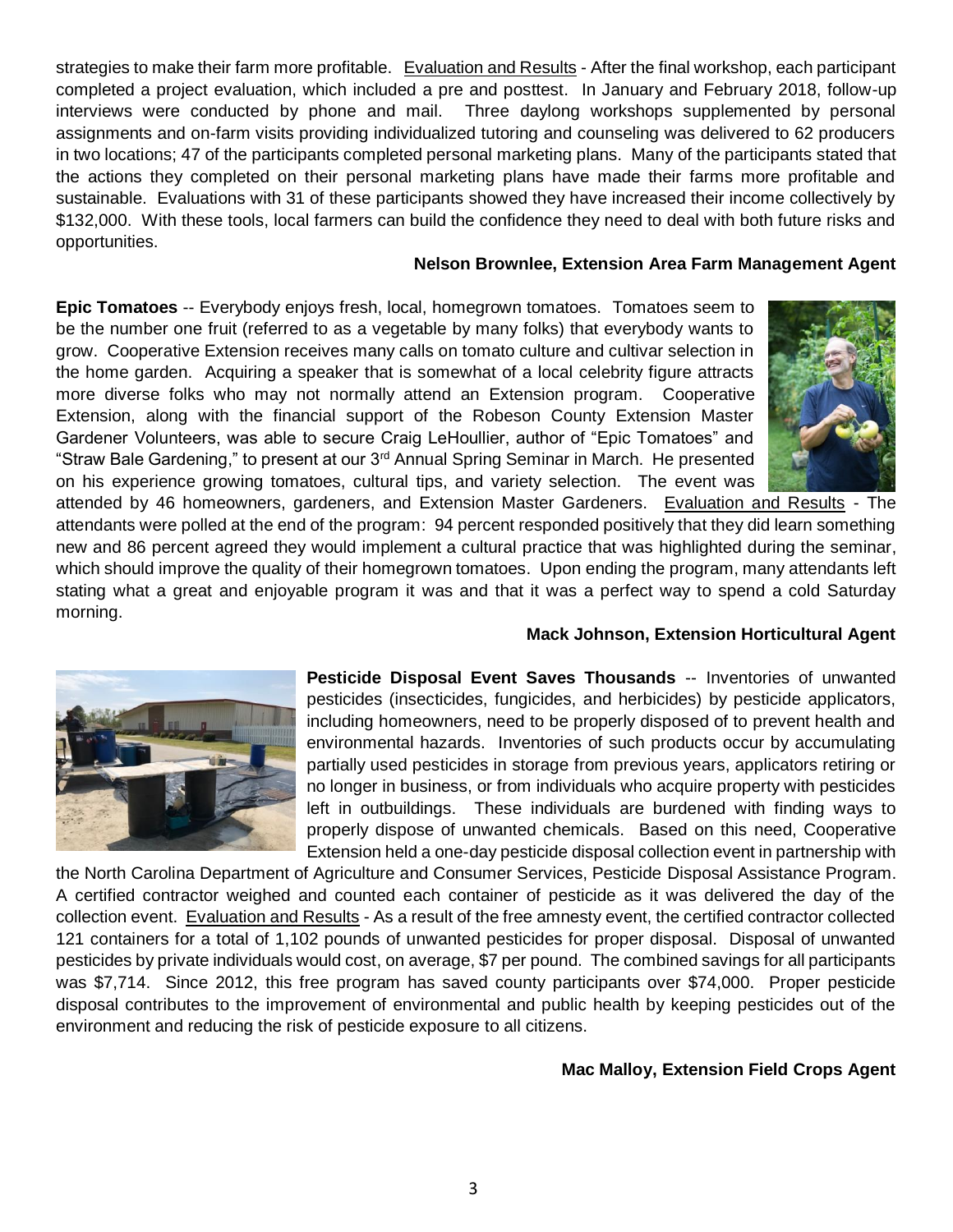strategies to make their farm more profitable. Evaluation and Results - After the final workshop, each participant completed a project evaluation, which included a pre and posttest. In January and February 2018, follow-up interviews were conducted by phone and mail. Three daylong workshops supplemented by personal assignments and on-farm visits providing individualized tutoring and counseling was delivered to 62 producers in two locations; 47 of the participants completed personal marketing plans. Many of the participants stated that the actions they completed on their personal marketing plans have made their farms more profitable and sustainable. Evaluations with 31 of these participants showed they have increased their income collectively by $132,000. With these tools, local farmers can build the confidence they need to deal with both future risks and opportunities.

**Nelson Brownlee, Extension Area Farm Management Agent**

**Epic Tomatoes** -- Everybody enjoys fresh, local, homegrown tomatoes. Tomatoes seem to be the number one fruit (referred to as a vegetable by many folks) that everybody wants to grow. Cooperative Extension receives many calls on tomato culture and cultivar selection in the home garden. Acquiring a speaker that is somewhat of a local celebrity figure attracts more diverse folks who may not normally attend an Extension program. Cooperative Extension, along with the financial support of the Robeson County Extension Master Gardener Volunteers, was able to secure Craig LeHoullier, author of "Epic Tomatoes" and "Straw Bale Gardening," to present at our 3rd Annual Spring Seminar in March. He presented on his experience growing tomatoes, cultural tips, and variety selection. The event was attended by 46 homeowners, gardeners, and Extension Master Gardeners. Evaluation and Results - The attendants were polled at the end of the program: 94 percent responded positively that they did learn something new and 86 percent agreed they would implement a cultural practice that was highlighted during the seminar, which should improve the quality of their homegrown tomatoes. Upon ending the program, many attendants left stating what a great and enjoyable program it was and that it was a perfect way to spend a cold Saturday morning.

**Mack Johnson, Extension Horticultural Agent**

**Pesticide Disposal Event Saves Thousands** -- Inventories of unwanted pesticides (insecticides, fungicides, and herbicides) by pesticide applicators, including homeowners, need to be properly disposed of to prevent health and environmental hazards. Inventories of such products occur by accumulating partially used pesticides in storage from previous years, applicators retiring or no longer in business, or from individuals who acquire property with pesticides left in outbuildings. These individuals are burdened with finding ways to properly dispose of unwanted chemicals. Based on this need, Cooperative Extension held a one-day pesticide disposal collection event in partnership with the North Carolina Department of Agriculture and Consumer Services, Pesticide Disposal Assistance Program. A certified contractor weighed and counted each container of pesticide as it was delivered the day of the collection event. Evaluation and Results - As a result of the free amnesty event, the certified contractor collected 121 containers for a total of 1,102 pounds of unwanted pesticides for proper disposal. Disposal of unwanted pesticides by private individuals would cost, on average, $7 per pound. The combined savings for all participants was $7,714. Since 2012, this free program has saved county participants over $74,000. Proper pesticide disposal contributes to the improvement of environmental and public health by keeping pesticides out of the environment and reducing the risk of pesticide exposure to all citizens.

**Mac Malloy, Extension Field Crops Agent**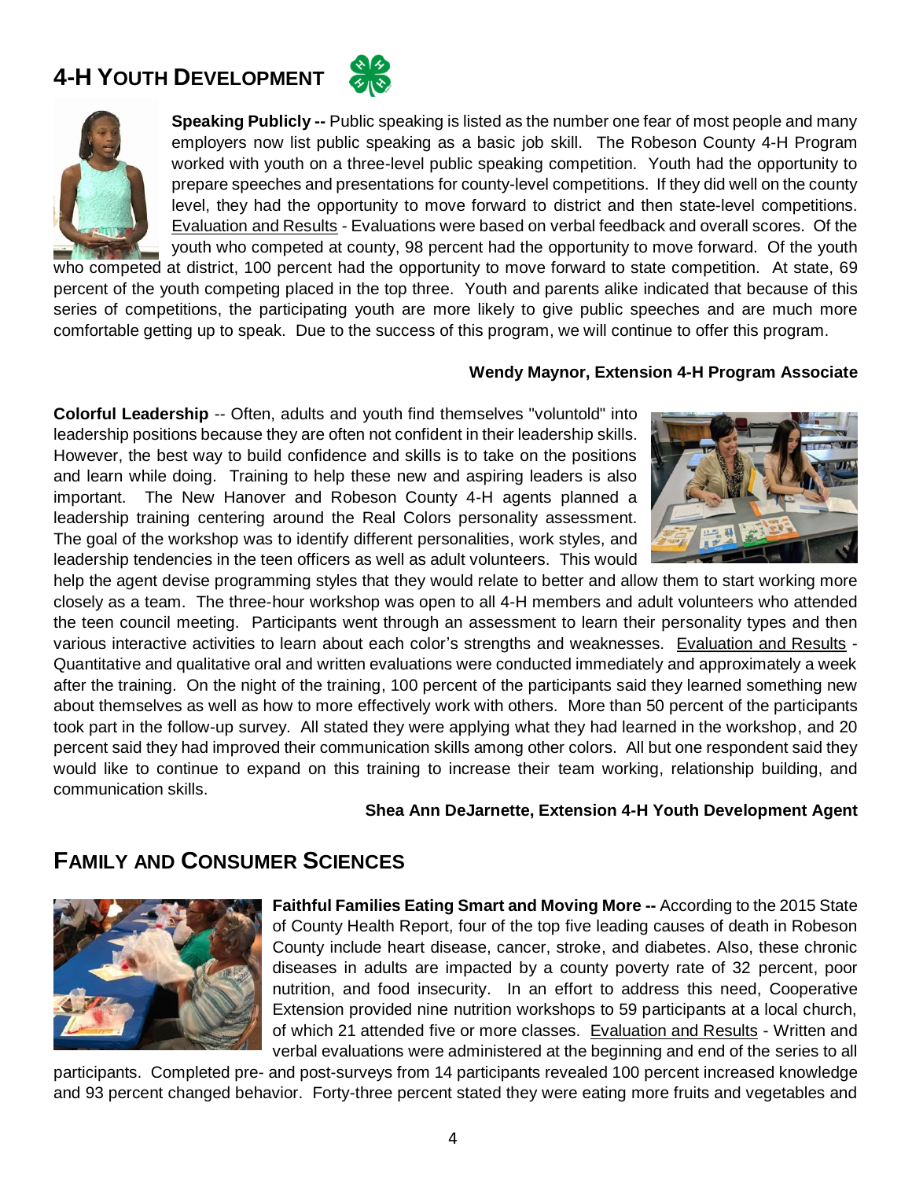## 4-H YOUTH DEVELOPMENT

**Speaking Publicly --** Public speaking is listed as the number one fear of most people and many employers now list public speaking as a basic job skill. The Robeson County 4-H Program worked with youth on a three-level public speaking competition. Youth had the opportunity to prepare speeches and presentations for county-level competitions. If they did well on the county level, they had the opportunity to move forward to district and then state-level competitions. Evaluation and Results - Evaluations were based on verbal feedback and overall scores. Of the youth who competed at county, 98 percent had the opportunity to move forward. Of the youth who competed at district, 100 percent had the opportunity to move forward to state competition. At state, 69 percent of the youth competing placed in the top three. Youth and parents alike indicated that because of this series of competitions, the participating youth are more likely to give public speeches and are much more comfortable getting up to speak. Due to the success of this program, we will continue to offer this program.

**Wendy Maynor, Extension 4-H Program Associate**

**Colorful Leadership** -- Often, adults and youth find themselves "voluntold" into leadership positions because they are often not confident in their leadership skills. However, the best way to build confidence and skills is to take on the positions and learn while doing. Training to help these new and aspiring leaders is also important. The New Hanover and Robeson County 4-H agents planned a leadership training centering around the Real Colors personality assessment. The goal of the workshop was to identify different personalities, work styles, and leadership tendencies in the teen officers as well as adult volunteers. This would help the agent devise programming styles that they would relate to better and allow them to start working more closely as a team. The three-hour workshop was open to all 4-H members and adult volunteers who attended the teen council meeting. Participants went through an assessment to learn their personality types and then various interactive activities to learn about each color's strengths and weaknesses. Evaluation and Results - Quantitative and qualitative oral and written evaluations were conducted immediately and approximately a week after the training. On the night of the training, 100 percent of the participants said they learned something new about themselves as well as how to more effectively work with others. More than 50 percent of the participants took part in the follow-up survey. All stated they were applying what they had learned in the workshop, and 20 percent said they had improved their communication skills among other colors. All but one respondent said they would like to continue to expand on this training to increase their team working, relationship building, and communication skills.

**Shea Ann DeJarnette, Extension 4-H Youth Development Agent**

## FAMILY AND CONSUMER SCIENCES

**Faithful Families Eating Smart and Moving More --** According to the 2015 State of County Health Report, four of the top five leading causes of death in Robeson County include heart disease, cancer, stroke, and diabetes. Also, these chronic diseases in adults are impacted by a county poverty rate of 32 percent, poor nutrition, and food insecurity. In an effort to address this need, Cooperative Extension provided nine nutrition workshops to 59 participants at a local church, of which 21 attended five or more classes. Evaluation and Results - Written and verbal evaluations were administered at the beginning and end of the series to all participants. Completed pre- and post-surveys from 14 participants revealed 100 percent increased knowledge and 93 percent changed behavior. Forty-three percent stated they were eating more fruits and vegetables and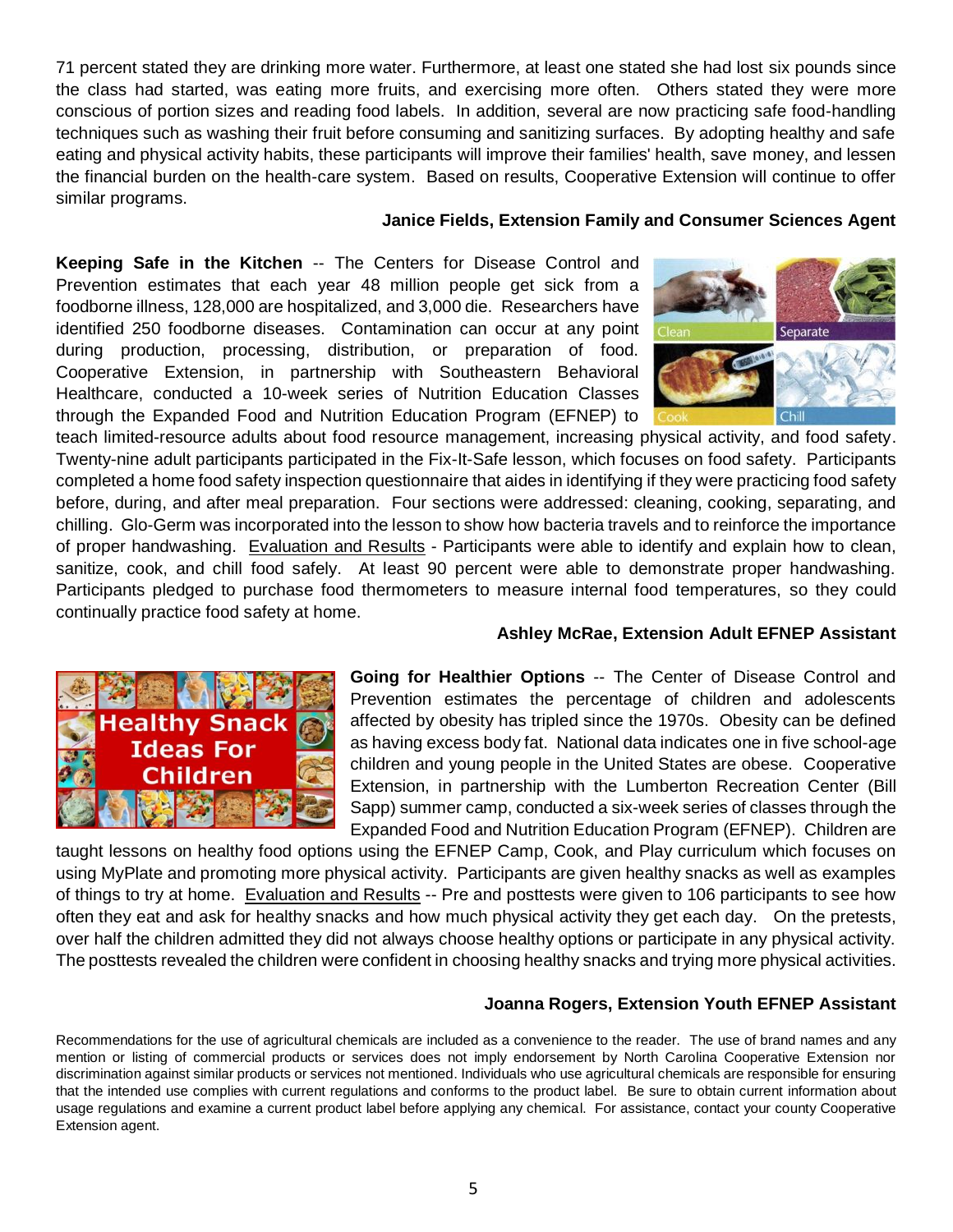71 percent stated they are drinking more water. Furthermore, at least one stated she had lost six pounds since the class had started, was eating more fruits, and exercising more often. Others stated they were more conscious of portion sizes and reading food labels. In addition, several are now practicing safe food-handling techniques such as washing their fruit before consuming and sanitizing surfaces. By adopting healthy and safe eating and physical activity habits, these participants will improve their families' health, save money, and lessen the financial burden on the health-care system. Based on results, Cooperative Extension will continue to offer similar programs.

**Janice Fields, Extension Family and Consumer Sciences Agent**

**Keeping Safe in the Kitchen** -- The Centers for Disease Control and Prevention estimates that each year 48 million people get sick from a foodborne illness, 128,000 are hospitalized, and 3,000 die. Researchers have identified 250 foodborne diseases. Contamination can occur at any point during production, processing, distribution, or preparation of food. Cooperative Extension, in partnership with Southeastern Behavioral Healthcare, conducted a 10-week series of Nutrition Education Classes through the Expanded Food and Nutrition Education Program (EFNEP) to teach limited-resource adults about food resource management, increasing physical activity, and food safety. Twenty-nine adult participants participated in the Fix-It-Safe lesson, which focuses on food safety. Participants completed a home food safety inspection questionnaire that aides in identifying if they were practicing food safety before, during, and after meal preparation. Four sections were addressed: cleaning, cooking, separating, and chilling. Glo-Germ was incorporated into the lesson to show how bacteria travels and to reinforce the importance of proper handwashing. Evaluation and Results - Participants were able to identify and explain how to clean, sanitize, cook, and chill food safely. At least 90 percent were able to demonstrate proper handwashing. Participants pledged to purchase food thermometers to measure internal food temperatures, so they could continually practice food safety at home.

**Ashley McRae, Extension Adult EFNEP Assistant**

**Going for Healthier Options** -- The Center of Disease Control and Prevention estimates the percentage of children and adolescents affected by obesity has tripled since the 1970s. Obesity can be defined as having excess body fat. National data indicates one in five school-age children and young people in the United States are obese. Cooperative Extension, in partnership with the Lumberton Recreation Center (Bill Sapp) summer camp, conducted a six-week series of classes through the Expanded Food and Nutrition Education Program (EFNEP). Children are taught lessons on healthy food options using the EFNEP Camp, Cook, and Play curriculum which focuses on using MyPlate and promoting more physical activity. Participants are given healthy snacks as well as examples of things to try at home. Evaluation and Results -- Pre and posttests were given to 106 participants to see how often they eat and ask for healthy snacks and how much physical activity they get each day. On the pretests, over half the children admitted they did not always choose healthy options or participate in any physical activity. The posttests revealed the children were confident in choosing healthy snacks and trying more physical activities.

**Joanna Rogers, Extension Youth EFNEP Assistant**

Recommendations for the use of agricultural chemicals are included as a convenience to the reader. The use of brand names and any mention or listing of commercial products or services does not imply endorsement by North Carolina Cooperative Extension nor discrimination against similar products or services not mentioned. Individuals who use agricultural chemicals are responsible for ensuring that the intended use complies with current regulations and conforms to the product label. Be sure to obtain current information about usage regulations and examine a current product label before applying any chemical. For assistance, contact your county Cooperative Extension agent.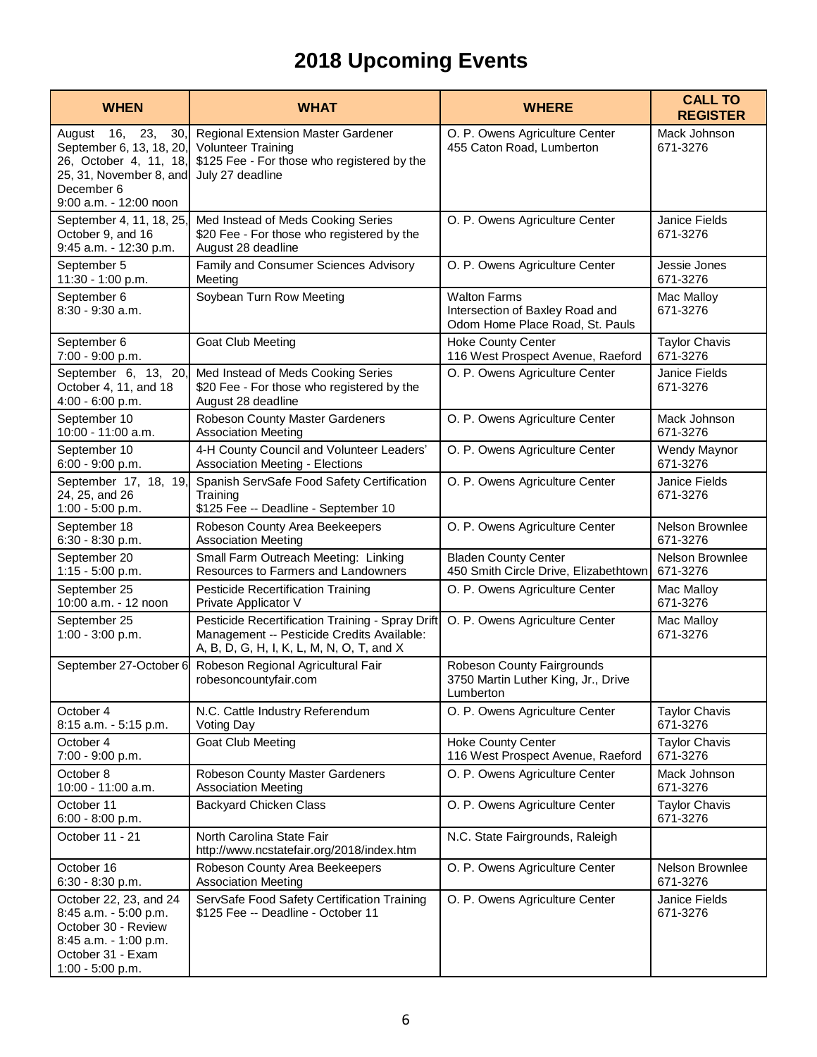# 2018 Upcoming Events

| WHEN | WHAT | WHERE | CALL TO REGISTER |
|---|---|---|---|
| August 16, 23, 30, September 6, 13, 18, 20, 26, October 4, 11, 18, 25, 31, November 8, and December 6<br>9:00 a.m. - 12:00 noon | Regional Extension Master Gardener Volunteer Training<br>$125 Fee - For those who registered by the July 27 deadline | O. P. Owens Agriculture Center<br>455 Caton Road, Lumberton | Mack Johnson<br>671-3276 |
| September 4, 11, 18, 25, October 9, and 16<br>9:45 a.m. - 12:30 p.m. | Med Instead of Meds Cooking Series<br>$20 Fee - For those who registered by the August 28 deadline | O. P. Owens Agriculture Center | Janice Fields<br>671-3276 |
| September 5<br>11:30 - 1:00 p.m. | Family and Consumer Sciences Advisory Meeting | O. P. Owens Agriculture Center | Jessie Jones<br>671-3276 |
| September 6<br>8:30 - 9:30 a.m. | Soybean Turn Row Meeting | Walton Farms<br>Intersection of Baxley Road and Odom Home Place Road, St. Pauls | Mac Malloy<br>671-3276 |
| September 6<br>7:00 - 9:00 p.m. | Goat Club Meeting | Hoke County Center<br>116 West Prospect Avenue, Raeford | Taylor Chavis<br>671-3276 |
| September 6, 13, 20, October 4, 11, and 18<br>4:00 - 6:00 p.m. | Med Instead of Meds Cooking Series<br>$20 Fee - For those who registered by the August 28 deadline | O. P. Owens Agriculture Center | Janice Fields<br>671-3276 |
| September 10<br>10:00 - 11:00 a.m. | Robeson County Master Gardeners Association Meeting | O. P. Owens Agriculture Center | Mack Johnson<br>671-3276 |
| September 10<br>6:00 - 9:00 p.m. | 4-H County Council and Volunteer Leaders' Association Meeting - Elections | O. P. Owens Agriculture Center | Wendy Maynor<br>671-3276 |
| September 17, 18, 19, 24, 25, and 26<br>1:00 - 5:00 p.m. | Spanish ServSafe Food Safety Certification Training<br>$125 Fee -- Deadline - September 10 | O. P. Owens Agriculture Center | Janice Fields<br>671-3276 |
| September 18<br>6:30 - 8:30 p.m. | Robeson County Area Beekeepers Association Meeting | O. P. Owens Agriculture Center | Nelson Brownlee<br>671-3276 |
| September 20<br>1:15 - 5:00 p.m. | Small Farm Outreach Meeting: Linking Resources to Farmers and Landowners | Bladen County Center<br>450 Smith Circle Drive, Elizabethtown | Nelson Brownlee<br>671-3276 |
| September 25<br>10:00 a.m. - 12 noon | Pesticide Recertification Training<br>Private Applicator V | O. P. Owens Agriculture Center | Mac Malloy<br>671-3276 |
| September 25<br>1:00 - 3:00 p.m. | Pesticide Recertification Training - Spray Drift Management -- Pesticide Credits Available: A, B, D, G, H, I, K, L, M, N, O, T, and X | O. P. Owens Agriculture Center | Mac Malloy<br>671-3276 |
| September 27-October 6 | Robeson Regional Agricultural Fair<br>robesoncountyfair.com | Robeson County Fairgrounds<br>3750 Martin Luther King, Jr., Drive Lumberton | |
| October 4<br>8:15 a.m. - 5:15 p.m. | N.C. Cattle Industry Referendum Voting Day | O. P. Owens Agriculture Center | Taylor Chavis<br>671-3276 |
| October 4<br>7:00 - 9:00 p.m. | Goat Club Meeting | Hoke County Center<br>116 West Prospect Avenue, Raeford | Taylor Chavis<br>671-3276 |
| October 8<br>10:00 - 11:00 a.m. | Robeson County Master Gardeners Association Meeting | O. P. Owens Agriculture Center | Mack Johnson<br>671-3276 |
| October 11<br>6:00 - 8:00 p.m. | Backyard Chicken Class | O. P. Owens Agriculture Center | Taylor Chavis<br>671-3276 |
| October 11 - 21 | North Carolina State Fair<br>http://www.ncstatefair.org/2018/index.htm | N.C. State Fairgrounds, Raleigh | |
| October 16<br>6:30 - 8:30 p.m. | Robeson County Area Beekeepers Association Meeting | O. P. Owens Agriculture Center | Nelson Brownlee<br>671-3276 |
| October 22, 23, and 24<br>8:45 a.m. - 5:00 p.m.<br>October 30 - Review<br>8:45 a.m. - 1:00 p.m.<br>October 31 - Exam<br>1:00 - 5:00 p.m. | ServSafe Food Safety Certification Training<br>$125 Fee -- Deadline - October 11 | O. P. Owens Agriculture Center | Janice Fields<br>671-3276 |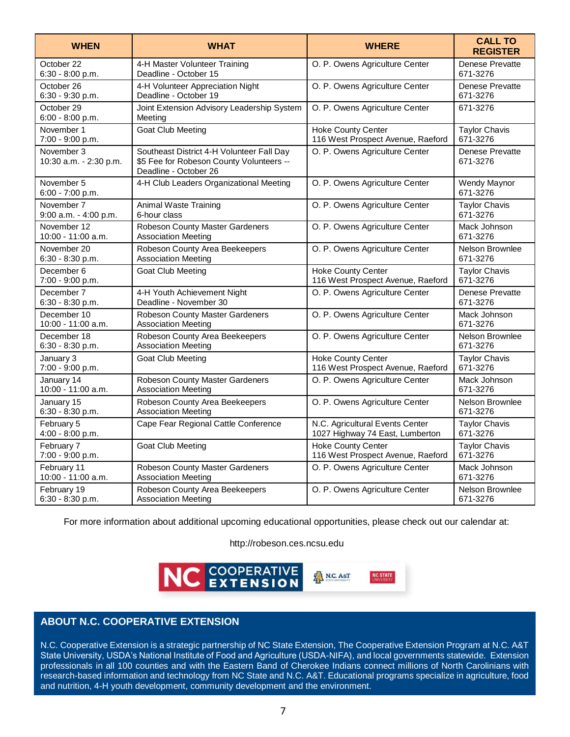| WHEN | WHAT | WHERE | CALL TO REGISTER |
|---|---|---|---|
| October 22<br>6:30 - 8:00 p.m. | 4-H Master Volunteer Training<br>Deadline - October 15 | O. P. Owens Agriculture Center | Denese Prevatte<br>671-3276 |
| October 26<br>6:30 - 9:30 p.m. | 4-H Volunteer Appreciation Night<br>Deadline - October 19 | O. P. Owens Agriculture Center | Denese Prevatte<br>671-3276 |
| October 29<br>6:00 - 8:00 p.m. | Joint Extension Advisory Leadership System Meeting | O. P. Owens Agriculture Center | 671-3276 |
| November 1<br>7:00 - 9:00 p.m. | Goat Club Meeting | Hoke County Center<br>116 West Prospect Avenue, Raeford | Taylor Chavis<br>671-3276 |
| November 3<br>10:30 a.m. - 2:30 p.m. | Southeast District 4-H Volunteer Fall Day<br>$5 Fee for Robeson County Volunteers -- Deadline - October 26 | O. P. Owens Agriculture Center | Denese Prevatte<br>671-3276 |
| November 5<br>6:00 - 7:00 p.m. | 4-H Club Leaders Organizational Meeting | O. P. Owens Agriculture Center | Wendy Maynor<br>671-3276 |
| November 7<br>9:00 a.m. - 4:00 p.m. | Animal Waste Training<br>6-hour class | O. P. Owens Agriculture Center | Taylor Chavis<br>671-3276 |
| November 12<br>10:00 - 11:00 a.m. | Robeson County Master Gardeners Association Meeting | O. P. Owens Agriculture Center | Mack Johnson<br>671-3276 |
| November 20<br>6:30 - 8:30 p.m. | Robeson County Area Beekeepers Association Meeting | O. P. Owens Agriculture Center | Nelson Brownlee<br>671-3276 |
| December 6<br>7:00 - 9:00 p.m. | Goat Club Meeting | Hoke County Center<br>116 West Prospect Avenue, Raeford | Taylor Chavis<br>671-3276 |
| December 7<br>6:30 - 8:30 p.m. | 4-H Youth Achievement Night<br>Deadline - November 30 | O. P. Owens Agriculture Center | Denese Prevatte<br>671-3276 |
| December 10<br>10:00 - 11:00 a.m. | Robeson County Master Gardeners Association Meeting | O. P. Owens Agriculture Center | Mack Johnson<br>671-3276 |
| December 18<br>6:30 - 8:30 p.m. | Robeson County Area Beekeepers Association Meeting | O. P. Owens Agriculture Center | Nelson Brownlee<br>671-3276 |
| January 3<br>7:00 - 9:00 p.m. | Goat Club Meeting | Hoke County Center<br>116 West Prospect Avenue, Raeford | Taylor Chavis<br>671-3276 |
| January 14<br>10:00 - 11:00 a.m. | Robeson County Master Gardeners Association Meeting | O. P. Owens Agriculture Center | Mack Johnson<br>671-3276 |
| January 15<br>6:30 - 8:30 p.m. | Robeson County Area Beekeepers Association Meeting | O. P. Owens Agriculture Center | Nelson Brownlee<br>671-3276 |
| February 5<br>4:00 - 8:00 p.m. | Cape Fear Regional Cattle Conference | N.C. Agricultural Events Center<br>1027 Highway 74 East, Lumberton | Taylor Chavis<br>671-3276 |
| February 7<br>7:00 - 9:00 p.m. | Goat Club Meeting | Hoke County Center<br>116 West Prospect Avenue, Raeford | Taylor Chavis<br>671-3276 |
| February 11<br>10:00 - 11:00 a.m. | Robeson County Master Gardeners Association Meeting | O. P. Owens Agriculture Center | Mack Johnson<br>671-3276 |
| February 19<br>6:30 - 8:30 p.m. | Robeson County Area Beekeepers Association Meeting | O. P. Owens Agriculture Center | Nelson Brownlee<br>671-3276 |

For more information about additional upcoming educational opportunities, please check out our calendar at:

http://robeson.ces.ncsu.edu

NC COOPERATIVE EXTENSION

## ABOUT N.C. COOPERATIVE EXTENSION

N.C. Cooperative Extension is a strategic partnership of NC State Extension, The Cooperative Extension Program at N.C. A&T State University, USDA's National Institute of Food and Agriculture (USDA-NIFA), and local governments statewide. Extension professionals in all 100 counties and with the Eastern Band of Cherokee Indians connect millions of North Carolinians with research-based information and technology from NC State and N.C. A&T. Educational programs specialize in agriculture, food and nutrition, 4-H youth development, community development and the environment.